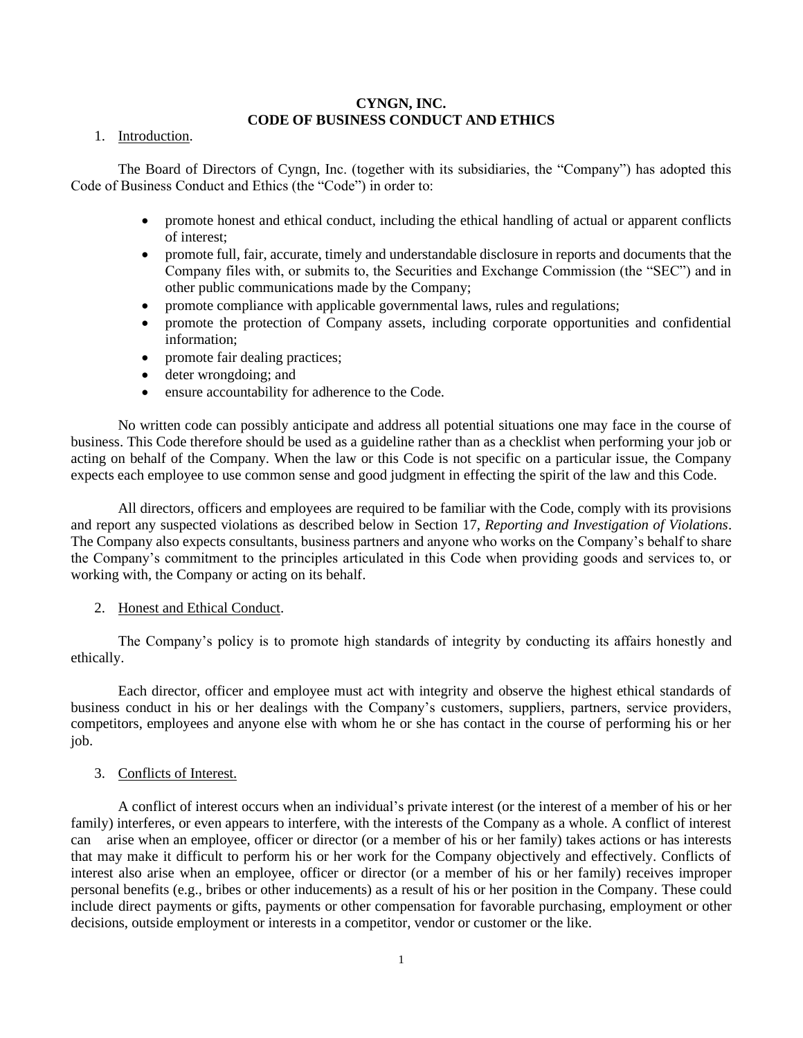# CYNGN, INC.
# CODE OF BUSINESS CONDUCT AND ETHICS

1. Introduction.

The Board of Directors of Cyngn, Inc. (together with its subsidiaries, the "Company") has adopted this Code of Business Conduct and Ethics (the "Code") in order to:

- promote honest and ethical conduct, including the ethical handling of actual or apparent conflicts of interest;
- promote full, fair, accurate, timely and understandable disclosure in reports and documents that the Company files with, or submits to, the Securities and Exchange Commission (the "SEC") and in other public communications made by the Company;
- promote compliance with applicable governmental laws, rules and regulations;
- promote the protection of Company assets, including corporate opportunities and confidential information;
- promote fair dealing practices;
- deter wrongdoing; and
- ensure accountability for adherence to the Code.

No written code can possibly anticipate and address all potential situations one may face in the course of business. This Code therefore should be used as a guideline rather than as a checklist when performing your job or acting on behalf of the Company. When the law or this Code is not specific on a particular issue, the Company expects each employee to use common sense and good judgment in effecting the spirit of the law and this Code.

All directors, officers and employees are required to be familiar with the Code, comply with its provisions and report any suspected violations as described below in Section 17, *Reporting and Investigation of Violations*. The Company also expects consultants, business partners and anyone who works on the Company's behalf to share the Company's commitment to the principles articulated in this Code when providing goods and services to, or working with, the Company or acting on its behalf.

2. Honest and Ethical Conduct.

The Company's policy is to promote high standards of integrity by conducting its affairs honestly and ethically.

Each director, officer and employee must act with integrity and observe the highest ethical standards of business conduct in his or her dealings with the Company's customers, suppliers, partners, service providers, competitors, employees and anyone else with whom he or she has contact in the course of performing his or her job.

3. Conflicts of Interest.

A conflict of interest occurs when an individual's private interest (or the interest of a member of his or her family) interferes, or even appears to interfere, with the interests of the Company as a whole. A conflict of interest can arise when an employee, officer or director (or a member of his or her family) takes actions or has interests that may make it difficult to perform his or her work for the Company objectively and effectively. Conflicts of interest also arise when an employee, officer or director (or a member of his or her family) receives improper personal benefits (e.g., bribes or other inducements) as a result of his or her position in the Company. These could include direct payments or gifts, payments or other compensation for favorable purchasing, employment or other decisions, outside employment or interests in a competitor, vendor or customer or the like.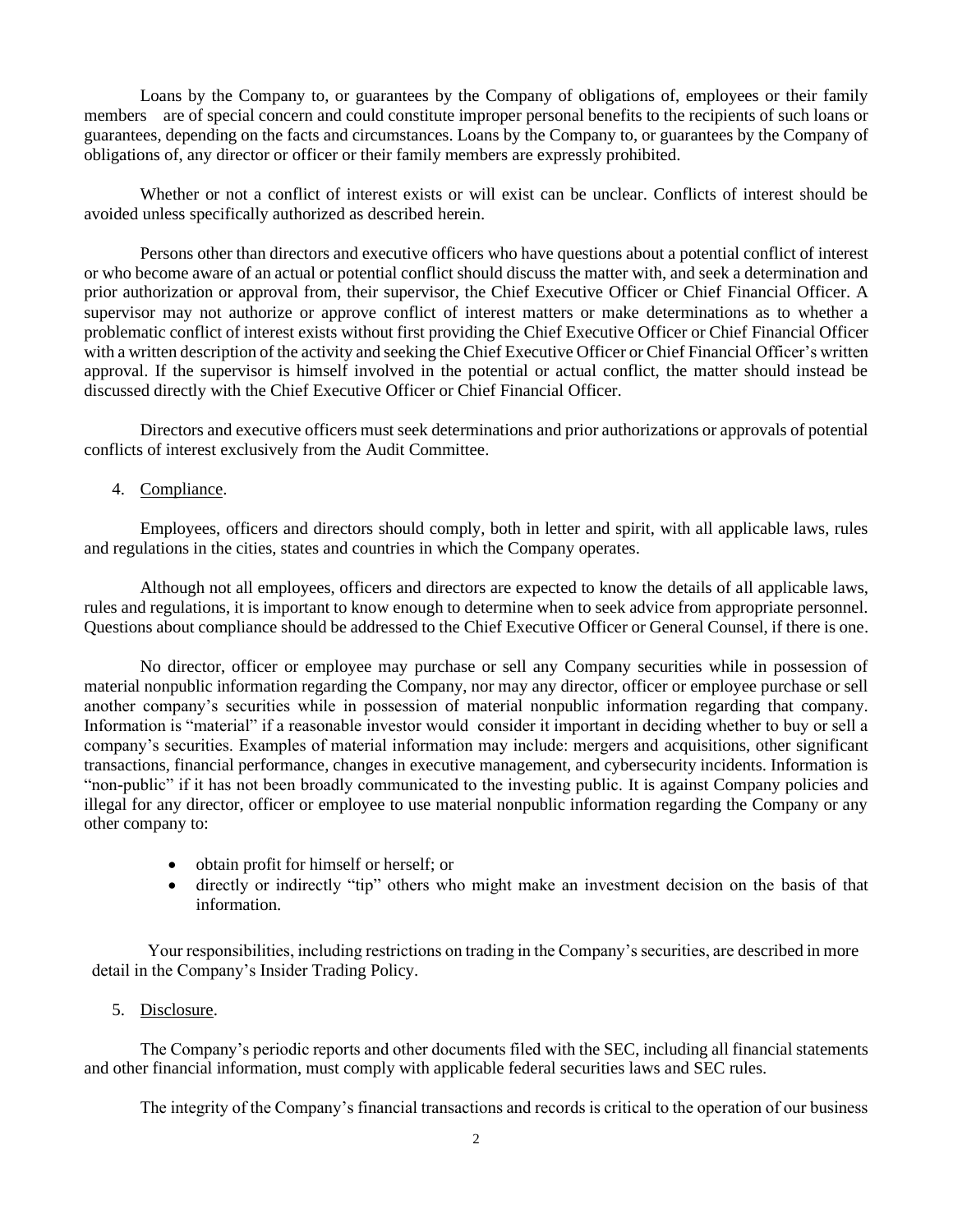Loans by the Company to, or guarantees by the Company of obligations of, employees or their family members are of special concern and could constitute improper personal benefits to the recipients of such loans or guarantees, depending on the facts and circumstances. Loans by the Company to, or guarantees by the Company of obligations of, any director or officer or their family members are expressly prohibited.

Whether or not a conflict of interest exists or will exist can be unclear. Conflicts of interest should be avoided unless specifically authorized as described herein.

Persons other than directors and executive officers who have questions about a potential conflict of interest or who become aware of an actual or potential conflict should discuss the matter with, and seek a determination and prior authorization or approval from, their supervisor, the Chief Executive Officer or Chief Financial Officer. A supervisor may not authorize or approve conflict of interest matters or make determinations as to whether a problematic conflict of interest exists without first providing the Chief Executive Officer or Chief Financial Officer with a written description of the activity and seeking the Chief Executive Officer or Chief Financial Officer's written approval. If the supervisor is himself involved in the potential or actual conflict, the matter should instead be discussed directly with the Chief Executive Officer or Chief Financial Officer.

Directors and executive officers must seek determinations and prior authorizations or approvals of potential conflicts of interest exclusively from the Audit Committee.

4. Compliance.

Employees, officers and directors should comply, both in letter and spirit, with all applicable laws, rules and regulations in the cities, states and countries in which the Company operates.

Although not all employees, officers and directors are expected to know the details of all applicable laws, rules and regulations, it is important to know enough to determine when to seek advice from appropriate personnel. Questions about compliance should be addressed to the Chief Executive Officer or General Counsel, if there is one.

No director, officer or employee may purchase or sell any Company securities while in possession of material nonpublic information regarding the Company, nor may any director, officer or employee purchase or sell another company's securities while in possession of material nonpublic information regarding that company. Information is "material" if a reasonable investor would consider it important in deciding whether to buy or sell a company's securities. Examples of material information may include: mergers and acquisitions, other significant transactions, financial performance, changes in executive management, and cybersecurity incidents. Information is "non-public" if it has not been broadly communicated to the investing public. It is against Company policies and illegal for any director, officer or employee to use material nonpublic information regarding the Company or any other company to:

- obtain profit for himself or herself; or
- directly or indirectly "tip" others who might make an investment decision on the basis of that information.

Your responsibilities, including restrictions on trading in the Company's securities, are described in more detail in the Company's Insider Trading Policy.

5. Disclosure.

The Company's periodic reports and other documents filed with the SEC, including all financial statements and other financial information, must comply with applicable federal securities laws and SEC rules.

The integrity of the Company's financial transactions and records is critical to the operation of our business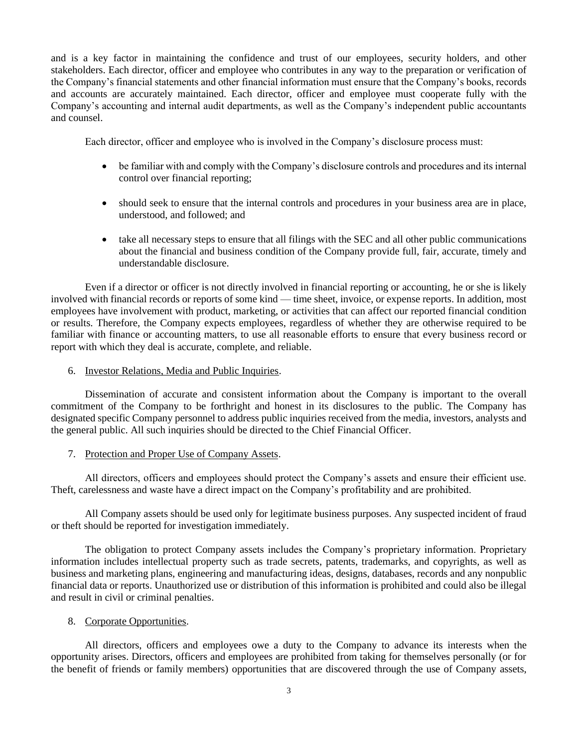and is a key factor in maintaining the confidence and trust of our employees, security holders, and other stakeholders. Each director, officer and employee who contributes in any way to the preparation or verification of the Company's financial statements and other financial information must ensure that the Company's books, records and accounts are accurately maintained. Each director, officer and employee must cooperate fully with the Company's accounting and internal audit departments, as well as the Company's independent public accountants and counsel.

Each director, officer and employee who is involved in the Company's disclosure process must:

- be familiar with and comply with the Company's disclosure controls and procedures and its internal control over financial reporting;
- should seek to ensure that the internal controls and procedures in your business area are in place, understood, and followed; and
- take all necessary steps to ensure that all filings with the SEC and all other public communications about the financial and business condition of the Company provide full, fair, accurate, timely and understandable disclosure.

Even if a director or officer is not directly involved in financial reporting or accounting, he or she is likely involved with financial records or reports of some kind — time sheet, invoice, or expense reports. In addition, most employees have involvement with product, marketing, or activities that can affect our reported financial condition or results. Therefore, the Company expects employees, regardless of whether they are otherwise required to be familiar with finance or accounting matters, to use all reasonable efforts to ensure that every business record or report with which they deal is accurate, complete, and reliable.

6. Investor Relations, Media and Public Inquiries.

Dissemination of accurate and consistent information about the Company is important to the overall commitment of the Company to be forthright and honest in its disclosures to the public. The Company has designated specific Company personnel to address public inquiries received from the media, investors, analysts and the general public. All such inquiries should be directed to the Chief Financial Officer.

7. Protection and Proper Use of Company Assets.

All directors, officers and employees should protect the Company's assets and ensure their efficient use. Theft, carelessness and waste have a direct impact on the Company's profitability and are prohibited.

All Company assets should be used only for legitimate business purposes. Any suspected incident of fraud or theft should be reported for investigation immediately.

The obligation to protect Company assets includes the Company's proprietary information. Proprietary information includes intellectual property such as trade secrets, patents, trademarks, and copyrights, as well as business and marketing plans, engineering and manufacturing ideas, designs, databases, records and any nonpublic financial data or reports. Unauthorized use or distribution of this information is prohibited and could also be illegal and result in civil or criminal penalties.

8. Corporate Opportunities.

All directors, officers and employees owe a duty to the Company to advance its interests when the opportunity arises. Directors, officers and employees are prohibited from taking for themselves personally (or for the benefit of friends or family members) opportunities that are discovered through the use of Company assets,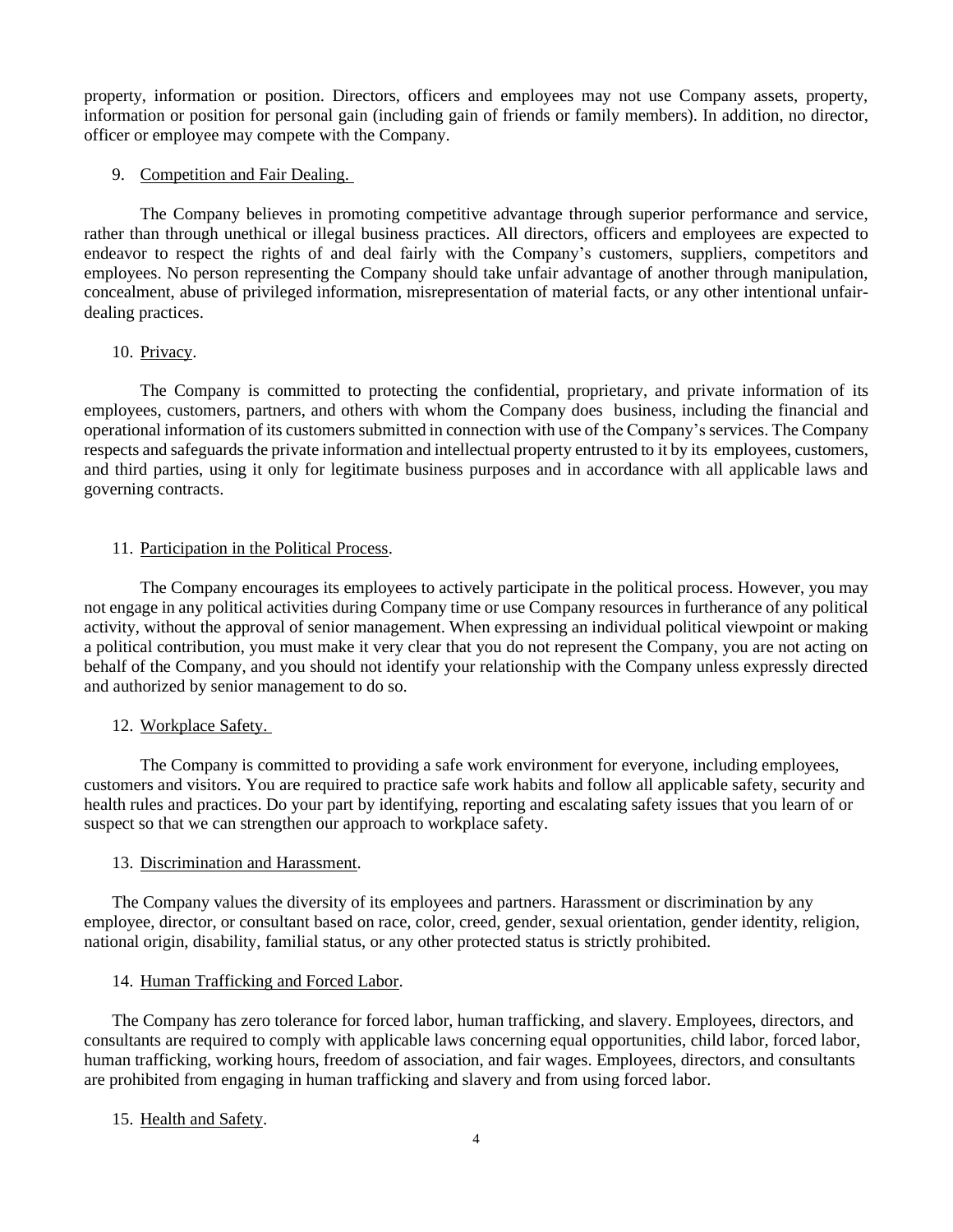property, information or position. Directors, officers and employees may not use Company assets, property, information or position for personal gain (including gain of friends or family members). In addition, no director, officer or employee may compete with the Company.

9. Competition and Fair Dealing.

The Company believes in promoting competitive advantage through superior performance and service, rather than through unethical or illegal business practices. All directors, officers and employees are expected to endeavor to respect the rights of and deal fairly with the Company's customers, suppliers, competitors and employees. No person representing the Company should take unfair advantage of another through manipulation, concealment, abuse of privileged information, misrepresentation of material facts, or any other intentional unfair-dealing practices.

10. Privacy.

The Company is committed to protecting the confidential, proprietary, and private information of its employees, customers, partners, and others with whom the Company does business, including the financial and operational information of its customers submitted in connection with use of the Company's services. The Company respects and safeguards the private information and intellectual property entrusted to it by its employees, customers, and third parties, using it only for legitimate business purposes and in accordance with all applicable laws and governing contracts.

11. Participation in the Political Process.

The Company encourages its employees to actively participate in the political process. However, you may not engage in any political activities during Company time or use Company resources in furtherance of any political activity, without the approval of senior management. When expressing an individual political viewpoint or making a political contribution, you must make it very clear that you do not represent the Company, you are not acting on behalf of the Company, and you should not identify your relationship with the Company unless expressly directed and authorized by senior management to do so.

12. Workplace Safety.

The Company is committed to providing a safe work environment for everyone, including employees, customers and visitors. You are required to practice safe work habits and follow all applicable safety, security and health rules and practices. Do your part by identifying, reporting and escalating safety issues that you learn of or suspect so that we can strengthen our approach to workplace safety.

13. Discrimination and Harassment.

The Company values the diversity of its employees and partners. Harassment or discrimination by any employee, director, or consultant based on race, color, creed, gender, sexual orientation, gender identity, religion, national origin, disability, familial status, or any other protected status is strictly prohibited.

14. Human Trafficking and Forced Labor.

The Company has zero tolerance for forced labor, human trafficking, and slavery. Employees, directors, and consultants are required to comply with applicable laws concerning equal opportunities, child labor, forced labor, human trafficking, working hours, freedom of association, and fair wages. Employees, directors, and consultants are prohibited from engaging in human trafficking and slavery and from using forced labor.

15. Health and Safety.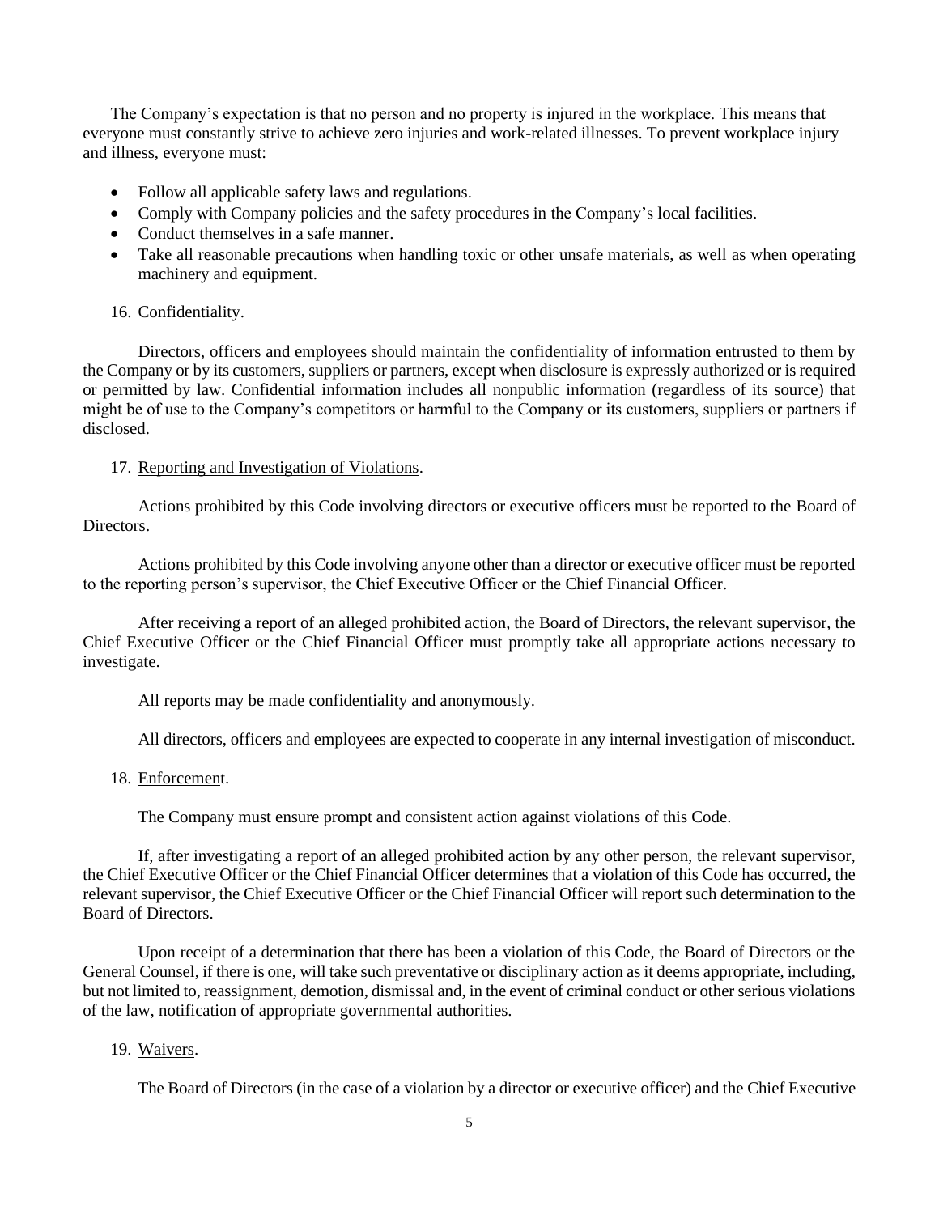The Company's expectation is that no person and no property is injured in the workplace. This means that everyone must constantly strive to achieve zero injuries and work-related illnesses. To prevent workplace injury and illness, everyone must:

- Follow all applicable safety laws and regulations.
- Comply with Company policies and the safety procedures in the Company's local facilities.
- Conduct themselves in a safe manner.
- Take all reasonable precautions when handling toxic or other unsafe materials, as well as when operating machinery and equipment.

16. Confidentiality.

Directors, officers and employees should maintain the confidentiality of information entrusted to them by the Company or by its customers, suppliers or partners, except when disclosure is expressly authorized or is required or permitted by law. Confidential information includes all nonpublic information (regardless of its source) that might be of use to the Company's competitors or harmful to the Company or its customers, suppliers or partners if disclosed.

17. Reporting and Investigation of Violations.

Actions prohibited by this Code involving directors or executive officers must be reported to the Board of Directors.

Actions prohibited by this Code involving anyone other than a director or executive officer must be reported to the reporting person's supervisor, the Chief Executive Officer or the Chief Financial Officer.

After receiving a report of an alleged prohibited action, the Board of Directors, the relevant supervisor, the Chief Executive Officer or the Chief Financial Officer must promptly take all appropriate actions necessary to investigate.

All reports may be made confidentiality and anonymously.

All directors, officers and employees are expected to cooperate in any internal investigation of misconduct.

18. Enforcement.

The Company must ensure prompt and consistent action against violations of this Code.

If, after investigating a report of an alleged prohibited action by any other person, the relevant supervisor, the Chief Executive Officer or the Chief Financial Officer determines that a violation of this Code has occurred, the relevant supervisor, the Chief Executive Officer or the Chief Financial Officer will report such determination to the Board of Directors.

Upon receipt of a determination that there has been a violation of this Code, the Board of Directors or the General Counsel, if there is one, will take such preventative or disciplinary action as it deems appropriate, including, but not limited to, reassignment, demotion, dismissal and, in the event of criminal conduct or other serious violations of the law, notification of appropriate governmental authorities.

19. Waivers.

The Board of Directors (in the case of a violation by a director or executive officer) and the Chief Executive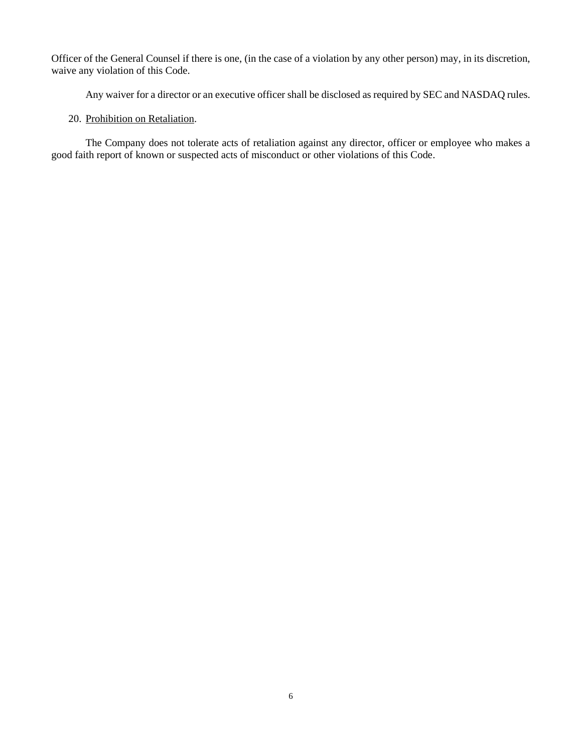Officer of the General Counsel if there is one, (in the case of a violation by any other person) may, in its discretion, waive any violation of this Code.

Any waiver for a director or an executive officer shall be disclosed as required by SEC and NASDAQ rules.

20. Prohibition on Retaliation.

The Company does not tolerate acts of retaliation against any director, officer or employee who makes a good faith report of known or suspected acts of misconduct or other violations of this Code.